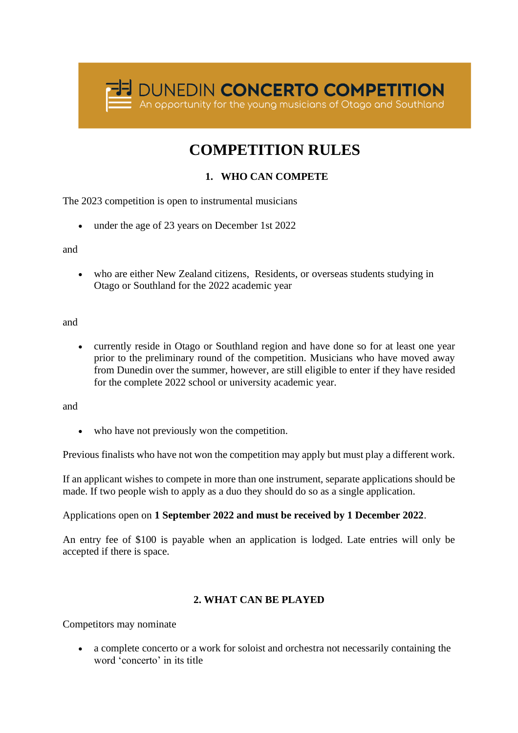DUNEDIN **CONCERTO COMPETITION**

An opportunity for the young musicians of Otago and Southland

# COMPETITION RULES

## 1. WHO CAN COMPETE

The 2023 competition is open to instrumental musicians

- under the age of 23 years on December 1st 2022

and

- who are either New Zealand citizens, Residents, or overseas students studying in Otago or Southland for the 2022 academic year

and

- currently reside in Otago or Southland region and have done so for at least one year prior to the preliminary round of the competition. Musicians who have moved away from Dunedin over the summer, however, are still eligible to enter if they have resided for the complete 2022 school or university academic year.

and

- who have not previously won the competition.

Previous finalists who have not won the competition may apply but must play a different work.

If an applicant wishes to compete in more than one instrument, separate applications should be made. If two people wish to apply as a duo they should do so as a single application.

Applications open on **1 September 2022 and must be received by 1 December 2022**.

An entry fee of $100 is payable when an application is lodged. Late entries will only be accepted if there is space.

## 2. WHAT CAN BE PLAYED

Competitors may nominate

- a complete concerto or a work for soloist and orchestra not necessarily containing the word 'concerto' in its title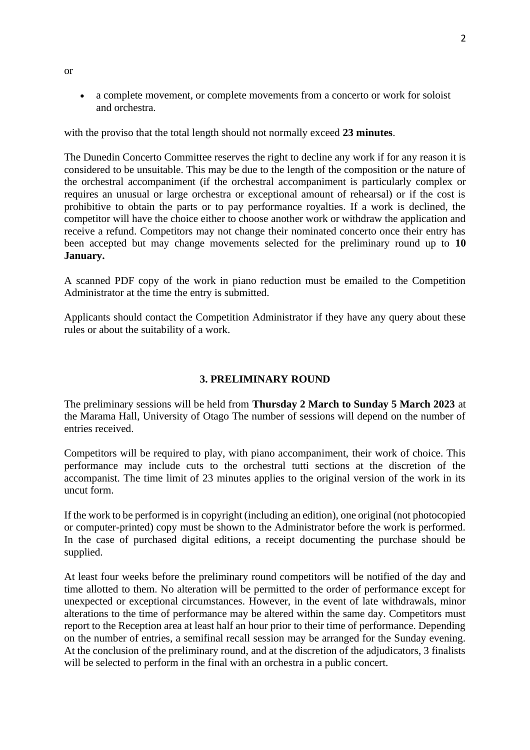or

- a complete movement, or complete movements from a concerto or work for soloist and orchestra.

with the proviso that the total length should not normally exceed **23 minutes**.

The Dunedin Concerto Committee reserves the right to decline any work if for any reason it is considered to be unsuitable. This may be due to the length of the composition or the nature of the orchestral accompaniment (if the orchestral accompaniment is particularly complex or requires an unusual or large orchestra or exceptional amount of rehearsal) or if the cost is prohibitive to obtain the parts or to pay performance royalties. If a work is declined, the competitor will have the choice either to choose another work or withdraw the application and receive a refund. Competitors may not change their nominated concerto once their entry has been accepted but may change movements selected for the preliminary round up to **10 January.**

A scanned PDF copy of the work in piano reduction must be emailed to the Competition Administrator at the time the entry is submitted.

Applicants should contact the Competition Administrator if they have any query about these rules or about the suitability of a work.

## 3. PRELIMINARY ROUND

The preliminary sessions will be held from **Thursday 2 March to Sunday 5 March 2023** at the Marama Hall, University of Otago The number of sessions will depend on the number of entries received.

Competitors will be required to play, with piano accompaniment, their work of choice. This performance may include cuts to the orchestral tutti sections at the discretion of the accompanist. The time limit of 23 minutes applies to the original version of the work in its uncut form.

If the work to be performed is in copyright (including an edition), one original (not photocopied or computer-printed) copy must be shown to the Administrator before the work is performed. In the case of purchased digital editions, a receipt documenting the purchase should be supplied.

At least four weeks before the preliminary round competitors will be notified of the day and time allotted to them. No alteration will be permitted to the order of performance except for unexpected or exceptional circumstances. However, in the event of late withdrawals, minor alterations to the time of performance may be altered within the same day. Competitors must report to the Reception area at least half an hour prior to their time of performance. Depending on the number of entries, a semifinal recall session may be arranged for the Sunday evening. At the conclusion of the preliminary round, and at the discretion of the adjudicators, 3 finalists will be selected to perform in the final with an orchestra in a public concert.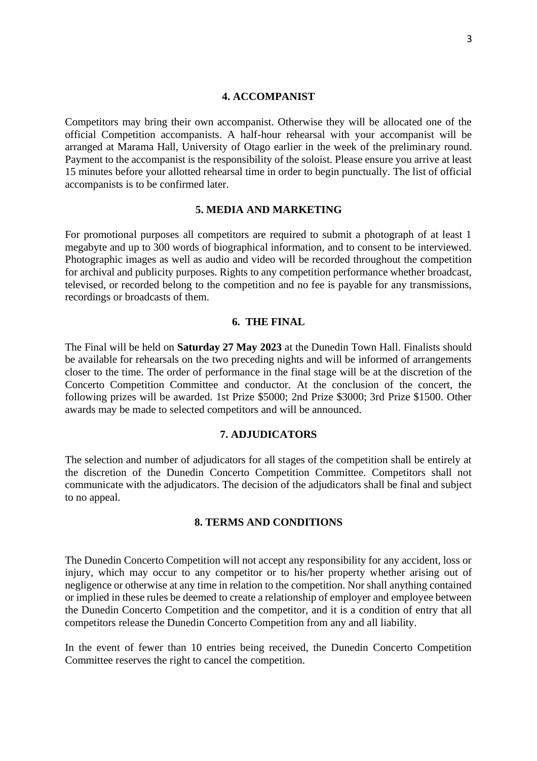## 4. ACCOMPANIST

Competitors may bring their own accompanist. Otherwise they will be allocated one of the official Competition accompanists. A half-hour rehearsal with your accompanist will be arranged at Marama Hall, University of Otago earlier in the week of the preliminary round. Payment to the accompanist is the responsibility of the soloist. Please ensure you arrive at least 15 minutes before your allotted rehearsal time in order to begin punctually. The list of official accompanists is to be confirmed later.

## 5. MEDIA AND MARKETING

For promotional purposes all competitors are required to submit a photograph of at least 1 megabyte and up to 300 words of biographical information, and to consent to be interviewed. Photographic images as well as audio and video will be recorded throughout the competition for archival and publicity purposes. Rights to any competition performance whether broadcast, televised, or recorded belong to the competition and no fee is payable for any transmissions, recordings or broadcasts of them.

## 6. THE FINAL

The Final will be held on **Saturday 27 May 2023** at the Dunedin Town Hall. Finalists should be available for rehearsals on the two preceding nights and will be informed of arrangements closer to the time. The order of performance in the final stage will be at the discretion of the Concerto Competition Committee and conductor. At the conclusion of the concert, the following prizes will be awarded. 1st Prize $5000; 2nd Prize $3000; 3rd Prize $1500. Other awards may be made to selected competitors and will be announced.

## 7. ADJUDICATORS

The selection and number of adjudicators for all stages of the competition shall be entirely at the discretion of the Dunedin Concerto Competition Committee. Competitors shall not communicate with the adjudicators. The decision of the adjudicators shall be final and subject to no appeal.

## 8. TERMS AND CONDITIONS

The Dunedin Concerto Competition will not accept any responsibility for any accident, loss or injury, which may occur to any competitor or to his/her property whether arising out of negligence or otherwise at any time in relation to the competition. Nor shall anything contained or implied in these rules be deemed to create a relationship of employer and employee between the Dunedin Concerto Competition and the competitor, and it is a condition of entry that all competitors release the Dunedin Concerto Competition from any and all liability.

In the event of fewer than 10 entries being received, the Dunedin Concerto Competition Committee reserves the right to cancel the competition.